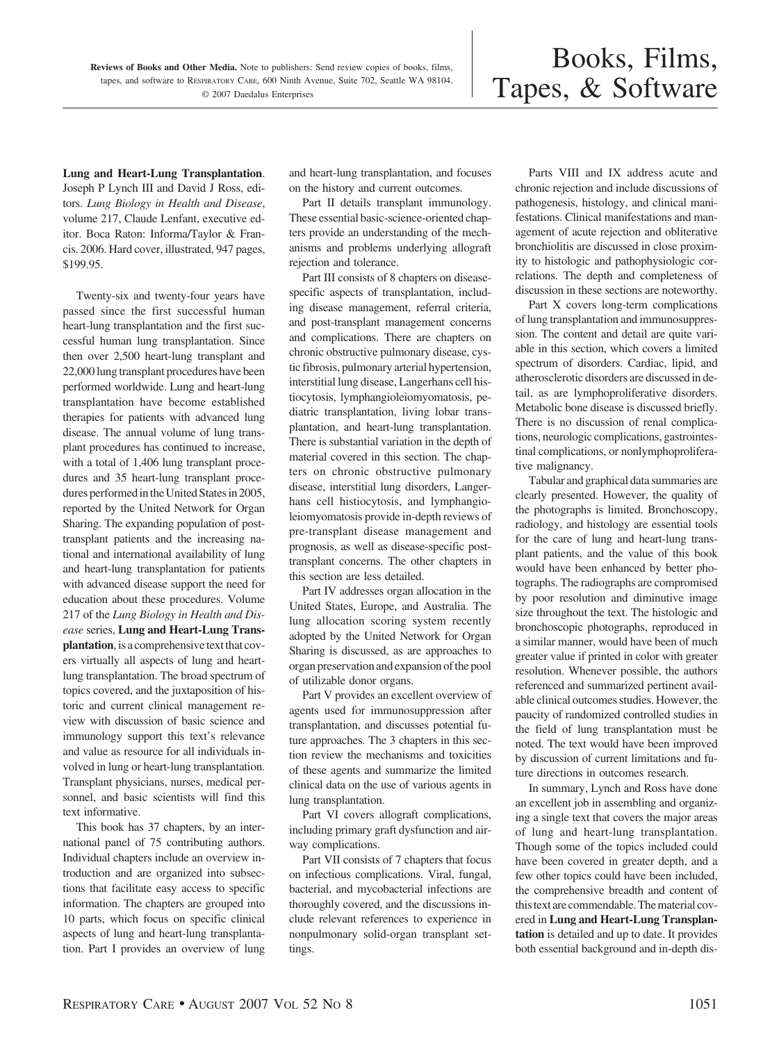**Reviews of Books and Other Media.** Note to publishers: Send review copies of books, films, tapes, and software to RESPIRATORY CARE, 600 Ninth Avenue, Suite 702, Seattle WA 98104. © 2007 Daedalus Enterprises

# Books, Films, Tapes, & Software

**Lung and Heart-Lung Transplantation**. Joseph P Lynch III and David J Ross, editors. *Lung Biology in Health and Disease*, volume 217, Claude Lenfant, executive editor. Boca Raton: Informa/Taylor & Francis. 2006. Hard cover, illustrated, 947 pages, $199.95.

Twenty-six and twenty-four years have passed since the first successful human heart-lung transplantation and the first successful human lung transplantation. Since then over 2,500 heart-lung transplant and 22,000 lung transplant procedures have been performed worldwide. Lung and heart-lung transplantation have become established therapies for patients with advanced lung disease. The annual volume of lung transplant procedures has continued to increase, with a total of 1,406 lung transplant procedures and 35 heart-lung transplant procedures performed in the United States in 2005, reported by the United Network for Organ Sharing. The expanding population of post-transplant patients and the increasing national and international availability of lung and heart-lung transplantation for patients with advanced disease support the need for education about these procedures. Volume 217 of the *Lung Biology in Health and Disease* series, **Lung and Heart-Lung Transplantation**, is a comprehensive text that covers virtually all aspects of lung and heart-lung transplantation. The broad spectrum of topics covered, and the juxtaposition of historic and current clinical management review with discussion of basic science and immunology support this text's relevance and value as resource for all individuals involved in lung or heart-lung transplantation. Transplant physicians, nurses, medical personnel, and basic scientists will find this text informative.

This book has 37 chapters, by an international panel of 75 contributing authors. Individual chapters include an overview introduction and are organized into subsections that facilitate easy access to specific information. The chapters are grouped into 10 parts, which focus on specific clinical aspects of lung and heart-lung transplantation. Part I provides an overview of lung and heart-lung transplantation, and focuses on the history and current outcomes.

Part II details transplant immunology. These essential basic-science-oriented chapters provide an understanding of the mechanisms and problems underlying allograft rejection and tolerance.

Part III consists of 8 chapters on disease-specific aspects of transplantation, including disease management, referral criteria, and post-transplant management concerns and complications. There are chapters on chronic obstructive pulmonary disease, cystic fibrosis, pulmonary arterial hypertension, interstitial lung disease, Langerhans cell histiocytosis, lymphangioleiomyomatosis, pediatric transplantation, living lobar transplantation, and heart-lung transplantation. There is substantial variation in the depth of material covered in this section. The chapters on chronic obstructive pulmonary disease, interstitial lung disorders, Langerhans cell histiocytosis, and lymphangioleiomyomatosis provide in-depth reviews of pre-transplant disease management and prognosis, as well as disease-specific post-transplant concerns. The other chapters in this section are less detailed.

Part IV addresses organ allocation in the United States, Europe, and Australia. The lung allocation scoring system recently adopted by the United Network for Organ Sharing is discussed, as are approaches to organ preservation and expansion of the pool of utilizable donor organs.

Part V provides an excellent overview of agents used for immunosuppression after transplantation, and discusses potential future approaches. The 3 chapters in this section review the mechanisms and toxicities of these agents and summarize the limited clinical data on the use of various agents in lung transplantation.

Part VI covers allograft complications, including primary graft dysfunction and airway complications.

Part VII consists of 7 chapters that focus on infectious complications. Viral, fungal, bacterial, and mycobacterial infections are thoroughly covered, and the discussions include relevant references to experience in nonpulmonary solid-organ transplant settings.

Parts VIII and IX address acute and chronic rejection and include discussions of pathogenesis, histology, and clinical manifestations. Clinical manifestations and management of acute rejection and obliterative bronchiolitis are discussed in close proximity to histologic and pathophysiologic correlations. The depth and completeness of discussion in these sections are noteworthy.

Part X covers long-term complications of lung transplantation and immunosuppression. The content and detail are quite variable in this section, which covers a limited spectrum of disorders. Cardiac, lipid, and atherosclerotic disorders are discussed in detail, as are lymphoproliferative disorders. Metabolic bone disease is discussed briefly. There is no discussion of renal complications, neurologic complications, gastrointestinal complications, or nonlymphoproliferative malignancy.

Tabular and graphical data summaries are clearly presented. However, the quality of the photographs is limited. Bronchoscopy, radiology, and histology are essential tools for the care of lung and heart-lung transplant patients, and the value of this book would have been enhanced by better photographs. The radiographs are compromised by poor resolution and diminutive image size throughout the text. The histologic and bronchoscopic photographs, reproduced in a similar manner, would have been of much greater value if printed in color with greater resolution. Whenever possible, the authors referenced and summarized pertinent available clinical outcomes studies. However, the paucity of randomized controlled studies in the field of lung transplantation must be noted. The text would have been improved by discussion of current limitations and future directions in outcomes research.

In summary, Lynch and Ross have done an excellent job in assembling and organizing a single text that covers the major areas of lung and heart-lung transplantation. Though some of the topics included could have been covered in greater depth, and a few other topics could have been included, the comprehensive breadth and content of this text are commendable. The material covered in **Lung and Heart-Lung Transplantation** is detailed and up to date. It provides both essential background and in-depth dis-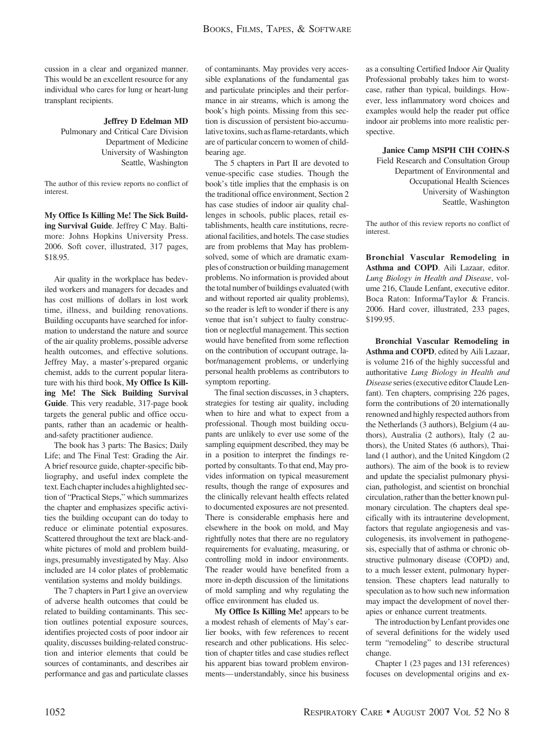cussion in a clear and organized manner. This would be an excellent resource for any individual who cares for lung or heart-lung transplant recipients.

**Jeffrey D Edelman MD**
Pulmonary and Critical Care Division
Department of Medicine
University of Washington
Seattle, Washington

The author of this review reports no conflict of interest.

**My Office Is Killing Me! The Sick Building Survival Guide**. Jeffrey C May. Baltimore: Johns Hopkins University Press. 2006. Soft cover, illustrated, 317 pages, $18.95.

Air quality in the workplace has bedeviled workers and managers for decades and has cost millions of dollars in lost work time, illness, and building renovations. Building occupants have searched for information to understand the nature and source of the air quality problems, possible adverse health outcomes, and effective solutions. Jeffrey May, a master's-prepared organic chemist, adds to the current popular literature with his third book, **My Office Is Killing Me! The Sick Building Survival Guide**. This very readable, 317-page book targets the general public and office occupants, rather than an academic or health-and-safety practitioner audience.

The book has 3 parts: The Basics; Daily Life; and The Final Test: Grading the Air. A brief resource guide, chapter-specific bibliography, and useful index complete the text. Each chapter includes a highlighted section of "Practical Steps," which summarizes the chapter and emphasizes specific activities the building occupant can do today to reduce or eliminate potential exposures. Scattered throughout the text are black-and-white pictures of mold and problem buildings, presumably investigated by May. Also included are 14 color plates of problematic ventilation systems and moldy buildings.

The 7 chapters in Part I give an overview of adverse health outcomes that could be related to building contaminants. This section outlines potential exposure sources, identifies projected costs of poor indoor air quality, discusses building-related construction and interior elements that could be sources of contaminants, and describes air performance and gas and particulate classes of contaminants. May provides very accessible explanations of the fundamental gas and particulate principles and their performance in air streams, which is among the book's high points. Missing from this section is discussion of persistent bio-accumulative toxins, such as flame-retardants, which are of particular concern to women of childbearing age.

The 5 chapters in Part II are devoted to venue-specific case studies. Though the book's title implies that the emphasis is on the traditional office environment, Section 2 has case studies of indoor air quality challenges in schools, public places, retail establishments, health care institutions, recreational facilities, and hotels. The case studies are from problems that May has problem-solved, some of which are dramatic examples of construction or building management problems. No information is provided about the total number of buildings evaluated (with and without reported air quality problems), so the reader is left to wonder if there is any venue that isn't subject to faulty construction or neglectful management. This section would have benefited from some reflection on the contribution of occupant outrage, labor/management problems, or underlying personal health problems as contributors to symptom reporting.

The final section discusses, in 3 chapters, strategies for testing air quality, including when to hire and what to expect from a professional. Though most building occupants are unlikely to ever use some of the sampling equipment described, they may be in a position to interpret the findings reported by consultants. To that end, May provides information on typical measurement results, though the range of exposures and the clinically relevant health effects related to documented exposures are not presented. There is considerable emphasis here and elsewhere in the book on mold, and May rightfully notes that there are no regulatory requirements for evaluating, measuring, or controlling mold in indoor environments. The reader would have benefited from a more in-depth discussion of the limitations of mold sampling and why regulating the office environment has eluded us.

**My Office Is Killing Me!** appears to be a modest rehash of elements of May's earlier books, with few references to recent research and other publications. His selection of chapter titles and case studies reflect his apparent bias toward problem environments—understandably, since his business as a consulting Certified Indoor Air Quality Professional probably takes him to worst-case, rather than typical, buildings. However, less inflammatory word choices and examples would help the reader put office indoor air problems into more realistic perspective.

**Janice Camp MSPH CIH COHN-S**
Field Research and Consultation Group
Department of Environmental and Occupational Health Sciences
University of Washington
Seattle, Washington

The author of this review reports no conflict of interest.

**Bronchial Vascular Remodeling in Asthma and COPD**. Aili Lazaar, editor. *Lung Biology in Health and Disease*, volume 216, Claude Lenfant, executive editor. Boca Raton: Informa/Taylor & Francis. 2006. Hard cover, illustrated, 233 pages, $199.95.

**Bronchial Vascular Remodeling in Asthma and COPD**, edited by Aili Lazaar, is volume 216 of the highly successful and authoritative *Lung Biology in Health and Disease* series (executive editor Claude Lenfant). Ten chapters, comprising 226 pages, form the contributions of 20 internationally renowned and highly respected authors from the Netherlands (3 authors), Belgium (4 authors), Australia (2 authors), Italy (2 authors), the United States (6 authors), Thailand (1 author), and the United Kingdom (2 authors). The aim of the book is to review and update the specialist pulmonary physician, pathologist, and scientist on bronchial circulation, rather than the better known pulmonary circulation. The chapters deal specifically with its intrauterine development, factors that regulate angiogenesis and vasculogenesis, its involvement in pathogenesis, especially that of asthma or chronic obstructive pulmonary disease (COPD) and, to a much lesser extent, pulmonary hypertension. These chapters lead naturally to speculation as to how such new information may impact the development of novel therapies or enhance current treatments.

The introduction by Lenfant provides one of several definitions for the widely used term "remodeling" to describe structural change.

Chapter 1 (23 pages and 131 references) focuses on developmental origins and ex-